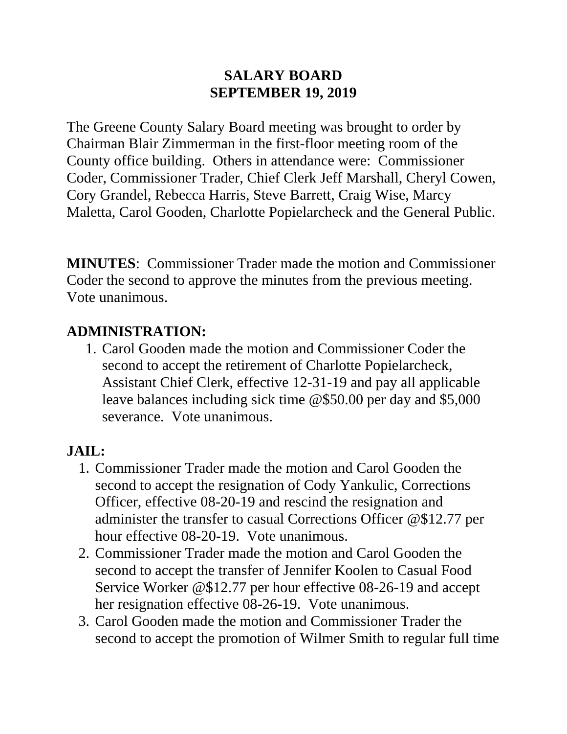# SALARY BOARD
# SEPTEMBER 19, 2019

The Greene County Salary Board meeting was brought to order by Chairman Blair Zimmerman in the first-floor meeting room of the County office building. Others in attendance were: Commissioner Coder, Commissioner Trader, Chief Clerk Jeff Marshall, Cheryl Cowen, Cory Grandel, Rebecca Harris, Steve Barrett, Craig Wise, Marcy Maletta, Carol Gooden, Charlotte Popielarcheck and the General Public.

**MINUTES**: Commissioner Trader made the motion and Commissioner Coder the second to approve the minutes from the previous meeting. Vote unanimous.

## ADMINISTRATION:

1. Carol Gooden made the motion and Commissioner Coder the second to accept the retirement of Charlotte Popielarcheck, Assistant Chief Clerk, effective 12-31-19 and pay all applicable leave balances including sick time @$50.00 per day and $5,000 severance. Vote unanimous.

## JAIL:

1. Commissioner Trader made the motion and Carol Gooden the second to accept the resignation of Cody Yankulic, Corrections Officer, effective 08-20-19 and rescind the resignation and administer the transfer to casual Corrections Officer @$12.77 per hour effective 08-20-19. Vote unanimous.
2. Commissioner Trader made the motion and Carol Gooden the second to accept the transfer of Jennifer Koolen to Casual Food Service Worker @$12.77 per hour effective 08-26-19 and accept her resignation effective 08-26-19. Vote unanimous.
3. Carol Gooden made the motion and Commissioner Trader the second to accept the promotion of Wilmer Smith to regular full time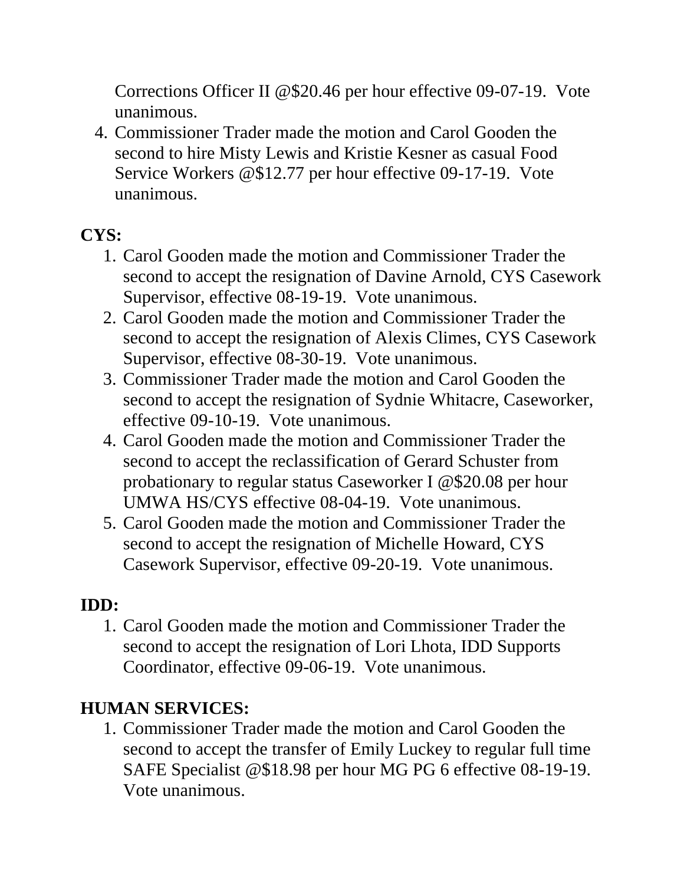Corrections Officer II @$20.46 per hour effective 09-07-19. Vote unanimous.

4. Commissioner Trader made the motion and Carol Gooden the second to hire Misty Lewis and Kristie Kesner as casual Food Service Workers @$12.77 per hour effective 09-17-19. Vote unanimous.

**CYS:**

1. Carol Gooden made the motion and Commissioner Trader the second to accept the resignation of Davine Arnold, CYS Casework Supervisor, effective 08-19-19. Vote unanimous.
2. Carol Gooden made the motion and Commissioner Trader the second to accept the resignation of Alexis Climes, CYS Casework Supervisor, effective 08-30-19. Vote unanimous.
3. Commissioner Trader made the motion and Carol Gooden the second to accept the resignation of Sydnie Whitacre, Caseworker, effective 09-10-19. Vote unanimous.
4. Carol Gooden made the motion and Commissioner Trader the second to accept the reclassification of Gerard Schuster from probationary to regular status Caseworker I @$20.08 per hour UMWA HS/CYS effective 08-04-19. Vote unanimous.
5. Carol Gooden made the motion and Commissioner Trader the second to accept the resignation of Michelle Howard, CYS Casework Supervisor, effective 09-20-19. Vote unanimous.

**IDD:**

1. Carol Gooden made the motion and Commissioner Trader the second to accept the resignation of Lori Lhota, IDD Supports Coordinator, effective 09-06-19. Vote unanimous.

**HUMAN SERVICES:**

1. Commissioner Trader made the motion and Carol Gooden the second to accept the transfer of Emily Luckey to regular full time SAFE Specialist @$18.98 per hour MG PG 6 effective 08-19-19. Vote unanimous.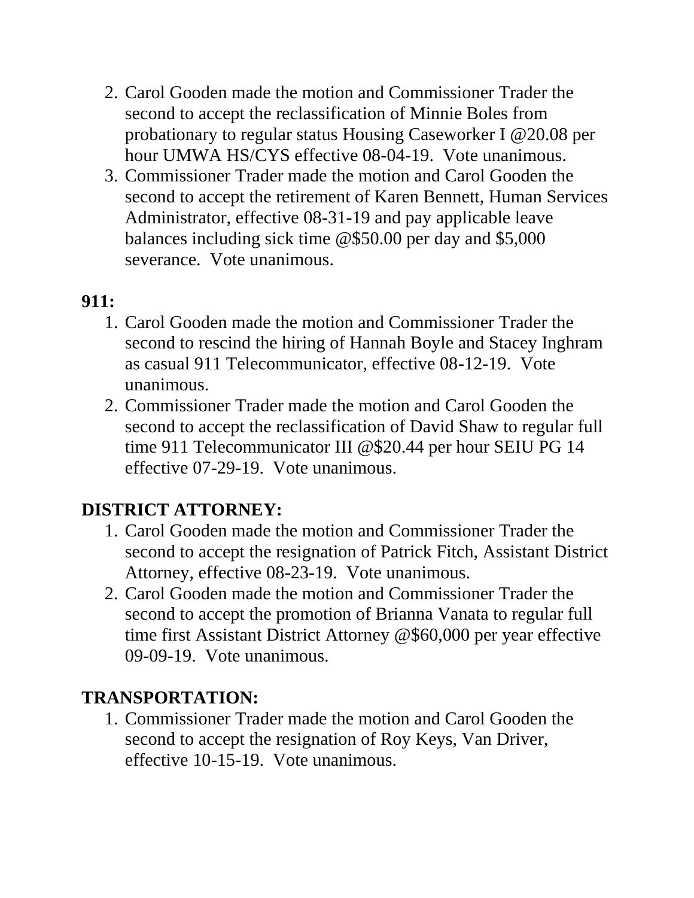2. Carol Gooden made the motion and Commissioner Trader the second to accept the reclassification of Minnie Boles from probationary to regular status Housing Caseworker I @20.08 per hour UMWA HS/CYS effective 08-04-19. Vote unanimous.
3. Commissioner Trader made the motion and Carol Gooden the second to accept the retirement of Karen Bennett, Human Services Administrator, effective 08-31-19 and pay applicable leave balances including sick time @$50.00 per day and $5,000 severance. Vote unanimous.

**911:**

1. Carol Gooden made the motion and Commissioner Trader the second to rescind the hiring of Hannah Boyle and Stacey Inghram as casual 911 Telecommunicator, effective 08-12-19. Vote unanimous.
2. Commissioner Trader made the motion and Carol Gooden the second to accept the reclassification of David Shaw to regular full time 911 Telecommunicator III @$20.44 per hour SEIU PG 14 effective 07-29-19. Vote unanimous.

**DISTRICT ATTORNEY:**

1. Carol Gooden made the motion and Commissioner Trader the second to accept the resignation of Patrick Fitch, Assistant District Attorney, effective 08-23-19. Vote unanimous.
2. Carol Gooden made the motion and Commissioner Trader the second to accept the promotion of Brianna Vanata to regular full time first Assistant District Attorney @$60,000 per year effective 09-09-19. Vote unanimous.

**TRANSPORTATION:**

1. Commissioner Trader made the motion and Carol Gooden the second to accept the resignation of Roy Keys, Van Driver, effective 10-15-19. Vote unanimous.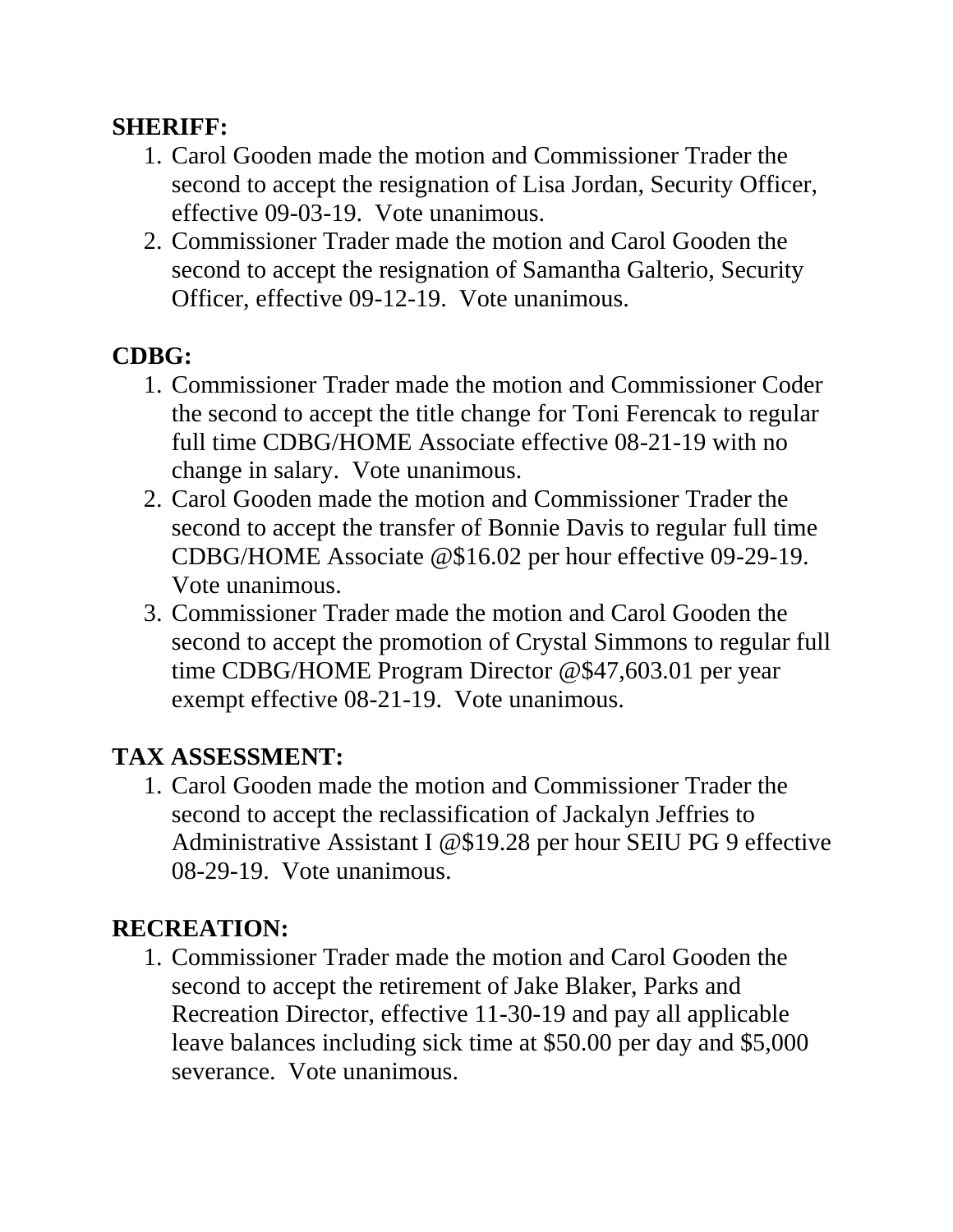**SHERIFF:**

1. Carol Gooden made the motion and Commissioner Trader the second to accept the resignation of Lisa Jordan, Security Officer, effective 09-03-19. Vote unanimous.
2. Commissioner Trader made the motion and Carol Gooden the second to accept the resignation of Samantha Galterio, Security Officer, effective 09-12-19. Vote unanimous.

**CDBG:**

1. Commissioner Trader made the motion and Commissioner Coder the second to accept the title change for Toni Ferencak to regular full time CDBG/HOME Associate effective 08-21-19 with no change in salary. Vote unanimous.
2. Carol Gooden made the motion and Commissioner Trader the second to accept the transfer of Bonnie Davis to regular full time CDBG/HOME Associate @$16.02 per hour effective 09-29-19. Vote unanimous.
3. Commissioner Trader made the motion and Carol Gooden the second to accept the promotion of Crystal Simmons to regular full time CDBG/HOME Program Director @$47,603.01 per year exempt effective 08-21-19. Vote unanimous.

**TAX ASSESSMENT:**

1. Carol Gooden made the motion and Commissioner Trader the second to accept the reclassification of Jackalyn Jeffries to Administrative Assistant I @$19.28 per hour SEIU PG 9 effective 08-29-19. Vote unanimous.

**RECREATION:**

1. Commissioner Trader made the motion and Carol Gooden the second to accept the retirement of Jake Blaker, Parks and Recreation Director, effective 11-30-19 and pay all applicable leave balances including sick time at $50.00 per day and $5,000 severance. Vote unanimous.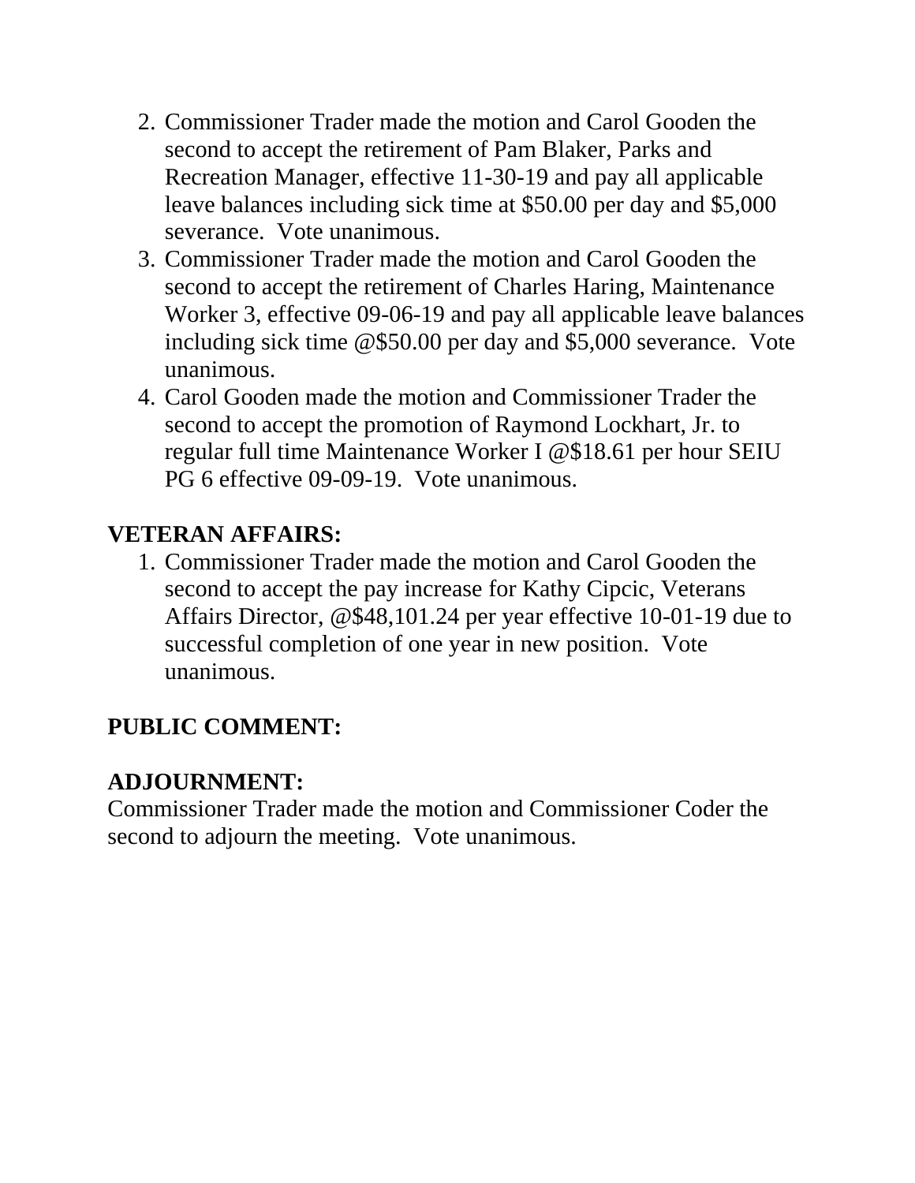2. Commissioner Trader made the motion and Carol Gooden the second to accept the retirement of Pam Blaker, Parks and Recreation Manager, effective 11-30-19 and pay all applicable leave balances including sick time at $50.00 per day and $5,000 severance. Vote unanimous.
3. Commissioner Trader made the motion and Carol Gooden the second to accept the retirement of Charles Haring, Maintenance Worker 3, effective 09-06-19 and pay all applicable leave balances including sick time @$50.00 per day and $5,000 severance. Vote unanimous.
4. Carol Gooden made the motion and Commissioner Trader the second to accept the promotion of Raymond Lockhart, Jr. to regular full time Maintenance Worker I @$18.61 per hour SEIU PG 6 effective 09-09-19. Vote unanimous.

**VETERAN AFFAIRS:**

1. Commissioner Trader made the motion and Carol Gooden the second to accept the pay increase for Kathy Cipcic, Veterans Affairs Director, @$48,101.24 per year effective 10-01-19 due to successful completion of one year in new position. Vote unanimous.

**PUBLIC COMMENT:**

**ADJOURNMENT:**

Commissioner Trader made the motion and Commissioner Coder the second to adjourn the meeting. Vote unanimous.